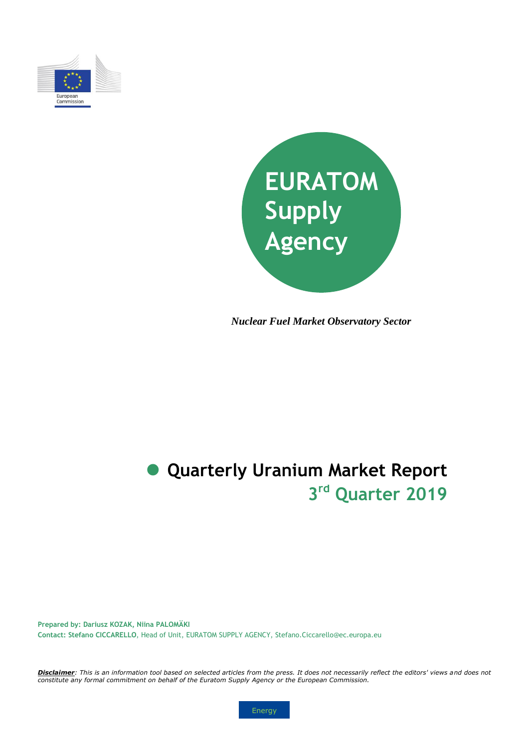European Commission

# EURATOM Supply Agency

*Nuclear Fuel Market Observatory Sector*

# Quarterly Uranium Market Report

## 3rd Quarter 2019

**Prepared by: Dariusz KOZAK, Niina PALOMÄKI**

**Contact: Stefano CICCARELLO**, Head of Unit, EURATOM SUPPLY AGENCY, Stefano.Ciccarello@ec.europa.eu

***Disclaimer****: This is an information tool based on selected articles from the press. It does not necessarily reflect the editors' views and does not constitute any formal commitment on behalf of the Euratom Supply Agency or the European Commission.*

Energy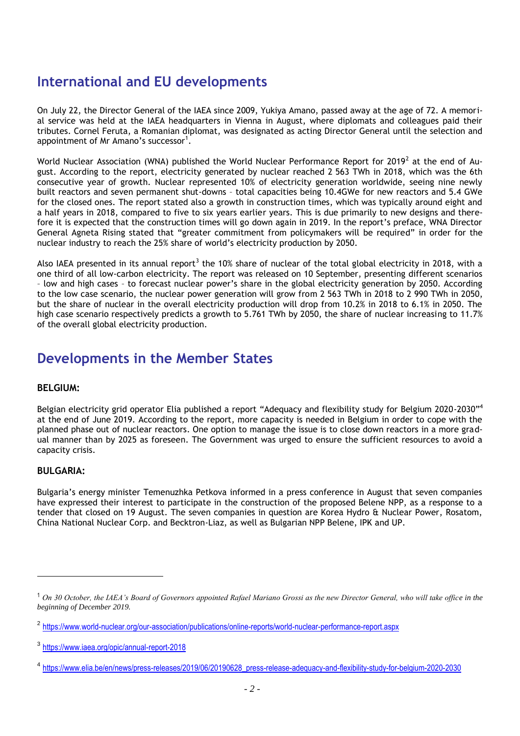## International and EU developments

On July 22, the Director General of the IAEA since 2009, Yukiya Amano, passed away at the age of 72. A memorial service was held at the IAEA headquarters in Vienna in August, where diplomats and colleagues paid their tributes. Cornel Feruta, a Romanian diplomat, was designated as acting Director General until the selection and appointment of Mr Amano's successor[1].

World Nuclear Association (WNA) published the World Nuclear Performance Report for 2019[2] at the end of August. According to the report, electricity generated by nuclear reached 2 563 TWh in 2018, which was the 6th consecutive year of growth. Nuclear represented 10% of electricity generation worldwide, seeing nine newly built reactors and seven permanent shut-downs – total capacities being 10.4GWe for new reactors and 5.4 GWe for the closed ones. The report stated also a growth in construction times, which was typically around eight and a half years in 2018, compared to five to six years earlier years. This is due primarily to new designs and therefore it is expected that the construction times will go down again in 2019. In the report's preface, WNA Director General Agneta Rising stated that "greater commitment from policymakers will be required" in order for the nuclear industry to reach the 25% share of world's electricity production by 2050.

Also IAEA presented in its annual report[3] the 10% share of nuclear of the total global electricity in 2018, with a one third of all low-carbon electricity. The report was released on 10 September, presenting different scenarios – low and high cases – to forecast nuclear power's share in the global electricity generation by 2050. According to the low case scenario, the nuclear power generation will grow from 2 563 TWh in 2018 to 2 990 TWh in 2050, but the share of nuclear in the overall electricity production will drop from 10.2% in 2018 to 6.1% in 2050. The high case scenario respectively predicts a growth to 5.761 TWh by 2050, the share of nuclear increasing to 11.7% of the overall global electricity production.

## Developments in the Member States

### BELGIUM:

Belgian electricity grid operator Elia published a report "Adequacy and flexibility study for Belgium 2020-2030"[4] at the end of June 2019. According to the report, more capacity is needed in Belgium in order to cope with the planned phase out of nuclear reactors. One option to manage the issue is to close down reactors in a more gradual manner than by 2025 as foreseen. The Government was urged to ensure the sufficient resources to avoid a capacity crisis.

### BULGARIA:

Bulgaria's energy minister Temenuzhka Petkova informed in a press conference in August that seven companies have expressed their interest to participate in the construction of the proposed Belene NPP, as a response to a tender that closed on 19 August. The seven companies in question are Korea Hydro & Nuclear Power, Rosatom, China National Nuclear Corp. and Becktron-Liaz, as well as Bulgarian NPP Belene, IPK and UP.

---

[1] *On 30 October, the IAEA's Board of Governors appointed Rafael Mariano Grossi as the new Director General, who will take office in the beginning of December 2019.*

[2] https://www.world-nuclear.org/our-association/publications/online-reports/world-nuclear-performance-report.aspx

[3] https://www.iaea.org/opic/annual-report-2018

[4] https://www.elia.be/en/news/press-releases/2019/06/20190628_press-release-adequacy-and-flexibility-study-for-belgium-2020-2030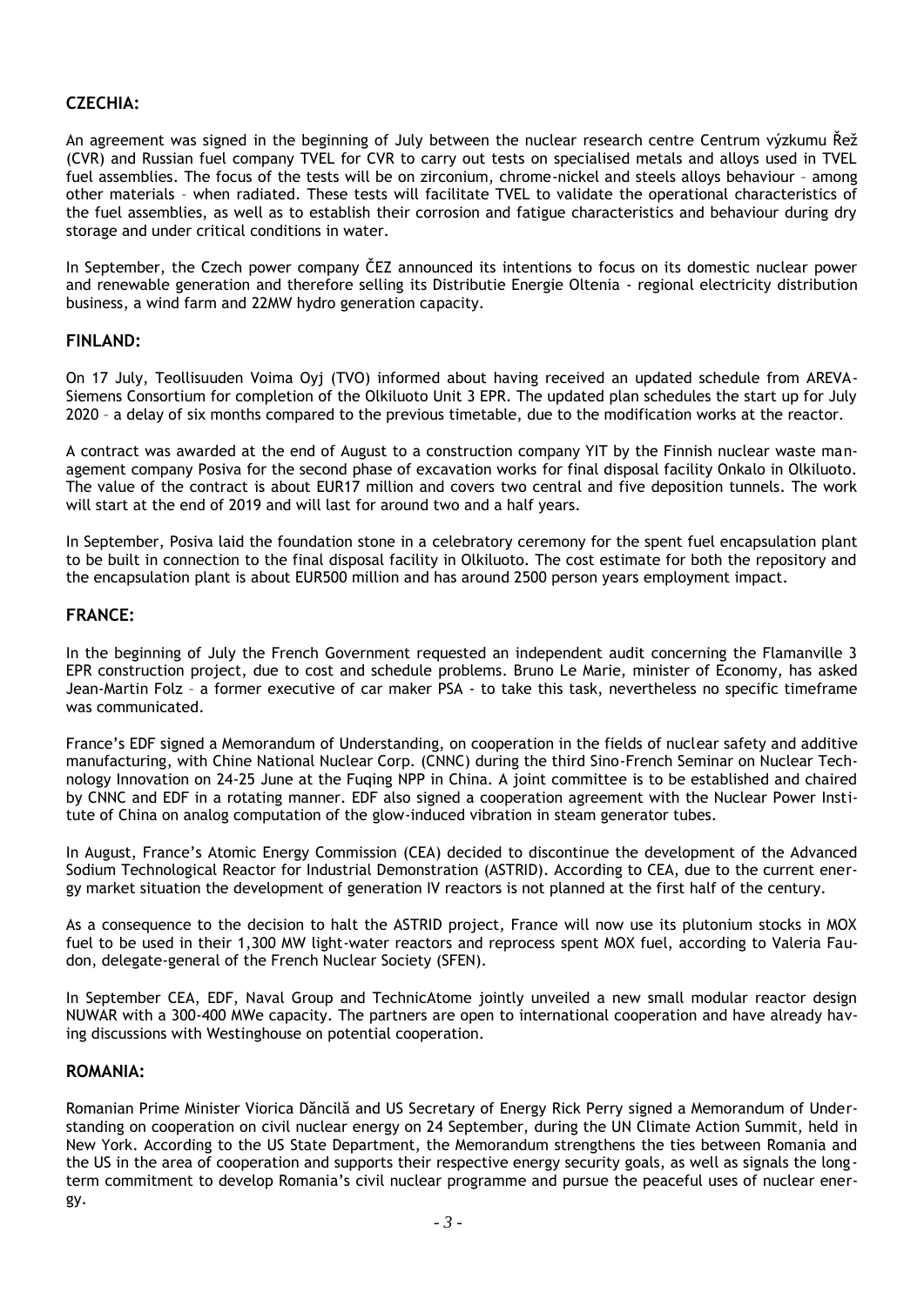## CZECHIA:

An agreement was signed in the beginning of July between the nuclear research centre Centrum výzkumu Řež (CVR) and Russian fuel company TVEL for CVR to carry out tests on specialised metals and alloys used in TVEL fuel assemblies. The focus of the tests will be on zirconium, chrome-nickel and steels alloys behaviour – among other materials – when radiated. These tests will facilitate TVEL to validate the operational characteristics of the fuel assemblies, as well as to establish their corrosion and fatigue characteristics and behaviour during dry storage and under critical conditions in water.

In September, the Czech power company ČEZ announced its intentions to focus on its domestic nuclear power and renewable generation and therefore selling its Distributie Energie Oltenia - regional electricity distribution business, a wind farm and 22MW hydro generation capacity.

## FINLAND:

On 17 July, Teollisuuden Voima Oyj (TVO) informed about having received an updated schedule from AREVA-Siemens Consortium for completion of the Olkiluoto Unit 3 EPR. The updated plan schedules the start up for July 2020 – a delay of six months compared to the previous timetable, due to the modification works at the reactor.

A contract was awarded at the end of August to a construction company YIT by the Finnish nuclear waste management company Posiva for the second phase of excavation works for final disposal facility Onkalo in Olkiluoto. The value of the contract is about EUR17 million and covers two central and five deposition tunnels. The work will start at the end of 2019 and will last for around two and a half years.

In September, Posiva laid the foundation stone in a celebratory ceremony for the spent fuel encapsulation plant to be built in connection to the final disposal facility in Olkiluoto. The cost estimate for both the repository and the encapsulation plant is about EUR500 million and has around 2500 person years employment impact.

## FRANCE:

In the beginning of July the French Government requested an independent audit concerning the Flamanville 3 EPR construction project, due to cost and schedule problems. Bruno Le Marie, minister of Economy, has asked Jean-Martin Folz – a former executive of car maker PSA - to take this task, nevertheless no specific timeframe was communicated.

France's EDF signed a Memorandum of Understanding, on cooperation in the fields of nuclear safety and additive manufacturing, with Chine National Nuclear Corp. (CNNC) during the third Sino-French Seminar on Nuclear Technology Innovation on 24-25 June at the Fuqing NPP in China. A joint committee is to be established and chaired by CNNC and EDF in a rotating manner. EDF also signed a cooperation agreement with the Nuclear Power Institute of China on analog computation of the glow-induced vibration in steam generator tubes.

In August, France's Atomic Energy Commission (CEA) decided to discontinue the development of the Advanced Sodium Technological Reactor for Industrial Demonstration (ASTRID). According to CEA, due to the current energy market situation the development of generation IV reactors is not planned at the first half of the century.

As a consequence to the decision to halt the ASTRID project, France will now use its plutonium stocks in MOX fuel to be used in their 1,300 MW light-water reactors and reprocess spent MOX fuel, according to Valeria Faudon, delegate-general of the French Nuclear Society (SFEN).

In September CEA, EDF, Naval Group and TechnicAtome jointly unveiled a new small modular reactor design NUWAR with a 300-400 MWe capacity. The partners are open to international cooperation and have already having discussions with Westinghouse on potential cooperation.

## ROMANIA:

Romanian Prime Minister Viorica Dăncilă and US Secretary of Energy Rick Perry signed a Memorandum of Understanding on cooperation on civil nuclear energy on 24 September, during the UN Climate Action Summit, held in New York. According to the US State Department, the Memorandum strengthens the ties between Romania and the US in the area of cooperation and supports their respective energy security goals, as well as signals the long-term commitment to develop Romania's civil nuclear programme and pursue the peaceful uses of nuclear energy.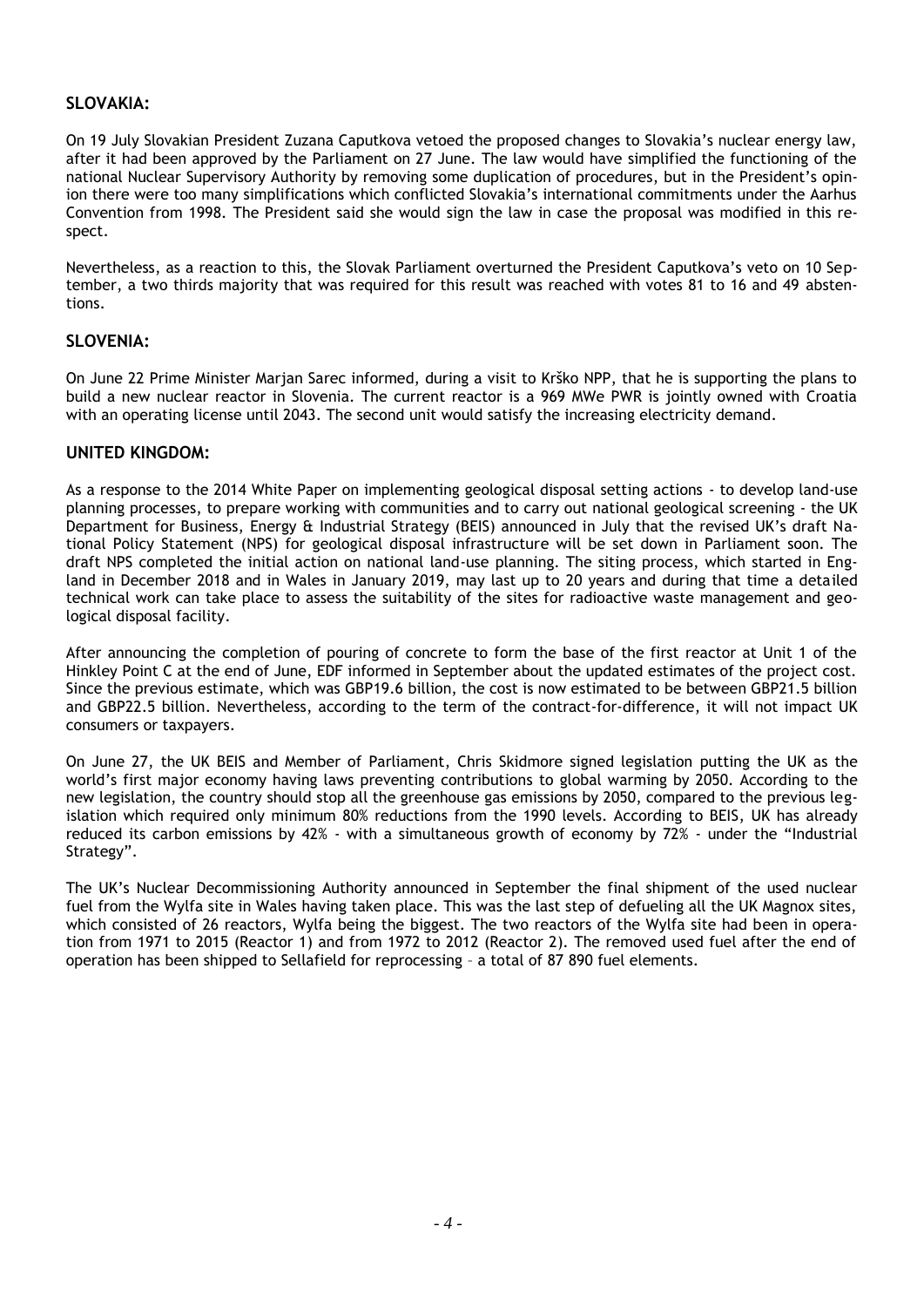## SLOVAKIA:

On 19 July Slovakian President Zuzana Caputkova vetoed the proposed changes to Slovakia's nuclear energy law, after it had been approved by the Parliament on 27 June. The law would have simplified the functioning of the national Nuclear Supervisory Authority by removing some duplication of procedures, but in the President's opinion there were too many simplifications which conflicted Slovakia's international commitments under the Aarhus Convention from 1998. The President said she would sign the law in case the proposal was modified in this respect.

Nevertheless, as a reaction to this, the Slovak Parliament overturned the President Caputkova's veto on 10 September, a two thirds majority that was required for this result was reached with votes 81 to 16 and 49 abstentions.

## SLOVENIA:

On June 22 Prime Minister Marjan Sarec informed, during a visit to Krško NPP, that he is supporting the plans to build a new nuclear reactor in Slovenia. The current reactor is a 969 MWe PWR is jointly owned with Croatia with an operating license until 2043. The second unit would satisfy the increasing electricity demand.

## UNITED KINGDOM:

As a response to the 2014 White Paper on implementing geological disposal setting actions - to develop land-use planning processes, to prepare working with communities and to carry out national geological screening - the UK Department for Business, Energy & Industrial Strategy (BEIS) announced in July that the revised UK's draft National Policy Statement (NPS) for geological disposal infrastructure will be set down in Parliament soon. The draft NPS completed the initial action on national land-use planning. The siting process, which started in England in December 2018 and in Wales in January 2019, may last up to 20 years and during that time a detailed technical work can take place to assess the suitability of the sites for radioactive waste management and geological disposal facility.

After announcing the completion of pouring of concrete to form the base of the first reactor at Unit 1 of the Hinkley Point C at the end of June, EDF informed in September about the updated estimates of the project cost. Since the previous estimate, which was GBP19.6 billion, the cost is now estimated to be between GBP21.5 billion and GBP22.5 billion. Nevertheless, according to the term of the contract-for-difference, it will not impact UK consumers or taxpayers.

On June 27, the UK BEIS and Member of Parliament, Chris Skidmore signed legislation putting the UK as the world's first major economy having laws preventing contributions to global warming by 2050. According to the new legislation, the country should stop all the greenhouse gas emissions by 2050, compared to the previous legislation which required only minimum 80% reductions from the 1990 levels. According to BEIS, UK has already reduced its carbon emissions by 42% - with a simultaneous growth of economy by 72% - under the "Industrial Strategy".

The UK's Nuclear Decommissioning Authority announced in September the final shipment of the used nuclear fuel from the Wylfa site in Wales having taken place. This was the last step of defueling all the UK Magnox sites, which consisted of 26 reactors, Wylfa being the biggest. The two reactors of the Wylfa site had been in operation from 1971 to 2015 (Reactor 1) and from 1972 to 2012 (Reactor 2). The removed used fuel after the end of operation has been shipped to Sellafield for reprocessing – a total of 87 890 fuel elements.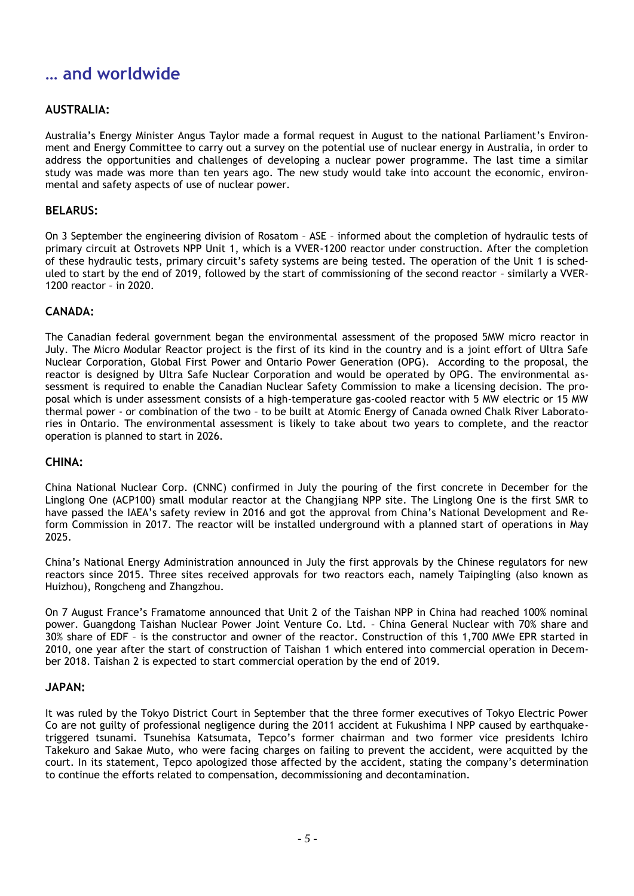# … and worldwide

### AUSTRALIA:

Australia's Energy Minister Angus Taylor made a formal request in August to the national Parliament's Environment and Energy Committee to carry out a survey on the potential use of nuclear energy in Australia, in order to address the opportunities and challenges of developing a nuclear power programme. The last time a similar study was made was more than ten years ago. The new study would take into account the economic, environmental and safety aspects of use of nuclear power.

### BELARUS:

On 3 September the engineering division of Rosatom – ASE – informed about the completion of hydraulic tests of primary circuit at Ostrovets NPP Unit 1, which is a VVER-1200 reactor under construction. After the completion of these hydraulic tests, primary circuit's safety systems are being tested. The operation of the Unit 1 is scheduled to start by the end of 2019, followed by the start of commissioning of the second reactor – similarly a VVER-1200 reactor – in 2020.

### CANADA:

The Canadian federal government began the environmental assessment of the proposed 5MW micro reactor in July. The Micro Modular Reactor project is the first of its kind in the country and is a joint effort of Ultra Safe Nuclear Corporation, Global First Power and Ontario Power Generation (OPG). According to the proposal, the reactor is designed by Ultra Safe Nuclear Corporation and would be operated by OPG. The environmental assessment is required to enable the Canadian Nuclear Safety Commission to make a licensing decision. The proposal which is under assessment consists of a high-temperature gas-cooled reactor with 5 MW electric or 15 MW thermal power - or combination of the two – to be built at Atomic Energy of Canada owned Chalk River Laboratories in Ontario. The environmental assessment is likely to take about two years to complete, and the reactor operation is planned to start in 2026.

### CHINA:

China National Nuclear Corp. (CNNC) confirmed in July the pouring of the first concrete in December for the Linglong One (ACP100) small modular reactor at the Changjiang NPP site. The Linglong One is the first SMR to have passed the IAEA's safety review in 2016 and got the approval from China's National Development and Reform Commission in 2017. The reactor will be installed underground with a planned start of operations in May 2025.

China's National Energy Administration announced in July the first approvals by the Chinese regulators for new reactors since 2015. Three sites received approvals for two reactors each, namely Taipingling (also known as Huizhou), Rongcheng and Zhangzhou.

On 7 August France's Framatome announced that Unit 2 of the Taishan NPP in China had reached 100% nominal power. Guangdong Taishan Nuclear Power Joint Venture Co. Ltd. – China General Nuclear with 70% share and 30% share of EDF – is the constructor and owner of the reactor. Construction of this 1,700 MWe EPR started in 2010, one year after the start of construction of Taishan 1 which entered into commercial operation in December 2018. Taishan 2 is expected to start commercial operation by the end of 2019.

### JAPAN:

It was ruled by the Tokyo District Court in September that the three former executives of Tokyo Electric Power Co are not guilty of professional negligence during the 2011 accident at Fukushima I NPP caused by earthquake-triggered tsunami. Tsunehisa Katsumata, Tepco's former chairman and two former vice presidents Ichiro Takekuro and Sakae Muto, who were facing charges on failing to prevent the accident, were acquitted by the court. In its statement, Tepco apologized those affected by the accident, stating the company's determination to continue the efforts related to compensation, decommissioning and decontamination.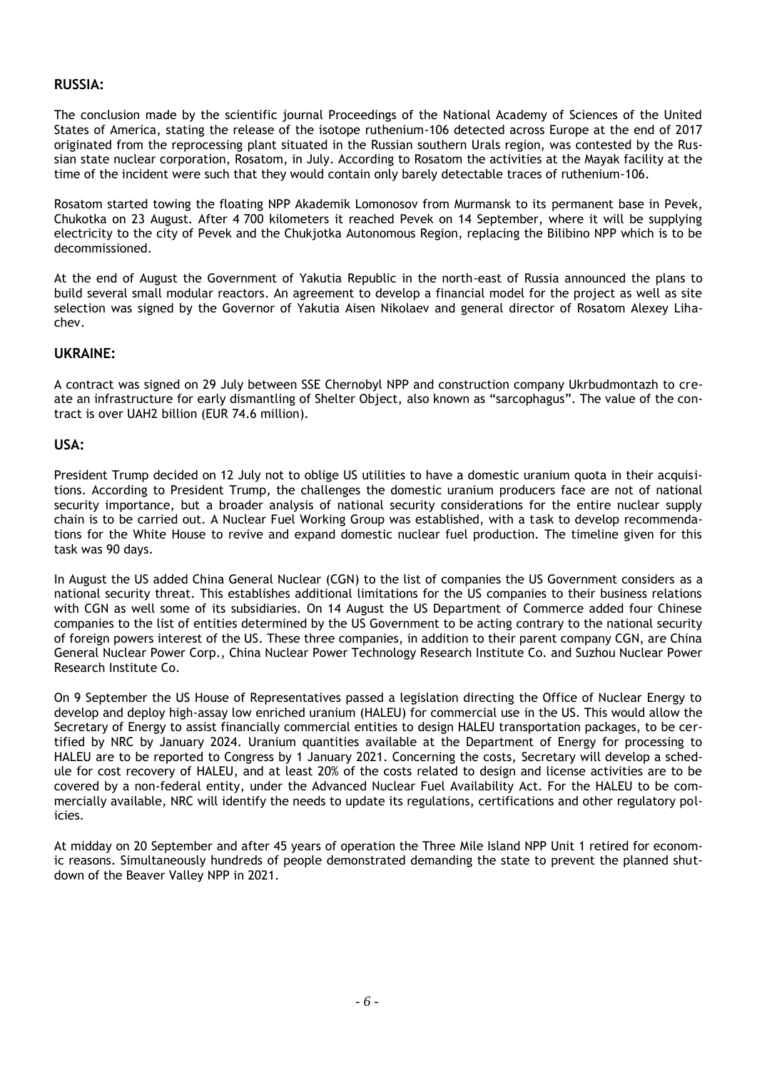## RUSSIA:

The conclusion made by the scientific journal Proceedings of the National Academy of Sciences of the United States of America, stating the release of the isotope ruthenium-106 detected across Europe at the end of 2017 originated from the reprocessing plant situated in the Russian southern Urals region, was contested by the Russian state nuclear corporation, Rosatom, in July. According to Rosatom the activities at the Mayak facility at the time of the incident were such that they would contain only barely detectable traces of ruthenium-106.

Rosatom started towing the floating NPP Akademik Lomonosov from Murmansk to its permanent base in Pevek, Chukotka on 23 August. After 4 700 kilometers it reached Pevek on 14 September, where it will be supplying electricity to the city of Pevek and the Chukjotka Autonomous Region, replacing the Bilibino NPP which is to be decommissioned.

At the end of August the Government of Yakutia Republic in the north-east of Russia announced the plans to build several small modular reactors. An agreement to develop a financial model for the project as well as site selection was signed by the Governor of Yakutia Aisen Nikolaev and general director of Rosatom Alexey Lihachev.

## UKRAINE:

A contract was signed on 29 July between SSE Chernobyl NPP and construction company Ukrbudmontazh to create an infrastructure for early dismantling of Shelter Object, also known as "sarcophagus". The value of the contract is over UAH2 billion (EUR 74.6 million).

## USA:

President Trump decided on 12 July not to oblige US utilities to have a domestic uranium quota in their acquisitions. According to President Trump, the challenges the domestic uranium producers face are not of national security importance, but a broader analysis of national security considerations for the entire nuclear supply chain is to be carried out. A Nuclear Fuel Working Group was established, with a task to develop recommendations for the White House to revive and expand domestic nuclear fuel production. The timeline given for this task was 90 days.

In August the US added China General Nuclear (CGN) to the list of companies the US Government considers as a national security threat. This establishes additional limitations for the US companies to their business relations with CGN as well some of its subsidiaries. On 14 August the US Department of Commerce added four Chinese companies to the list of entities determined by the US Government to be acting contrary to the national security of foreign powers interest of the US. These three companies, in addition to their parent company CGN, are China General Nuclear Power Corp., China Nuclear Power Technology Research Institute Co. and Suzhou Nuclear Power Research Institute Co.

On 9 September the US House of Representatives passed a legislation directing the Office of Nuclear Energy to develop and deploy high-assay low enriched uranium (HALEU) for commercial use in the US. This would allow the Secretary of Energy to assist financially commercial entities to design HALEU transportation packages, to be certified by NRC by January 2024. Uranium quantities available at the Department of Energy for processing to HALEU are to be reported to Congress by 1 January 2021. Concerning the costs, Secretary will develop a schedule for cost recovery of HALEU, and at least 20% of the costs related to design and license activities are to be covered by a non-federal entity, under the Advanced Nuclear Fuel Availability Act. For the HALEU to be commercially available, NRC will identify the needs to update its regulations, certifications and other regulatory policies.

At midday on 20 September and after 45 years of operation the Three Mile Island NPP Unit 1 retired for economic reasons. Simultaneously hundreds of people demonstrated demanding the state to prevent the planned shutdown of the Beaver Valley NPP in 2021.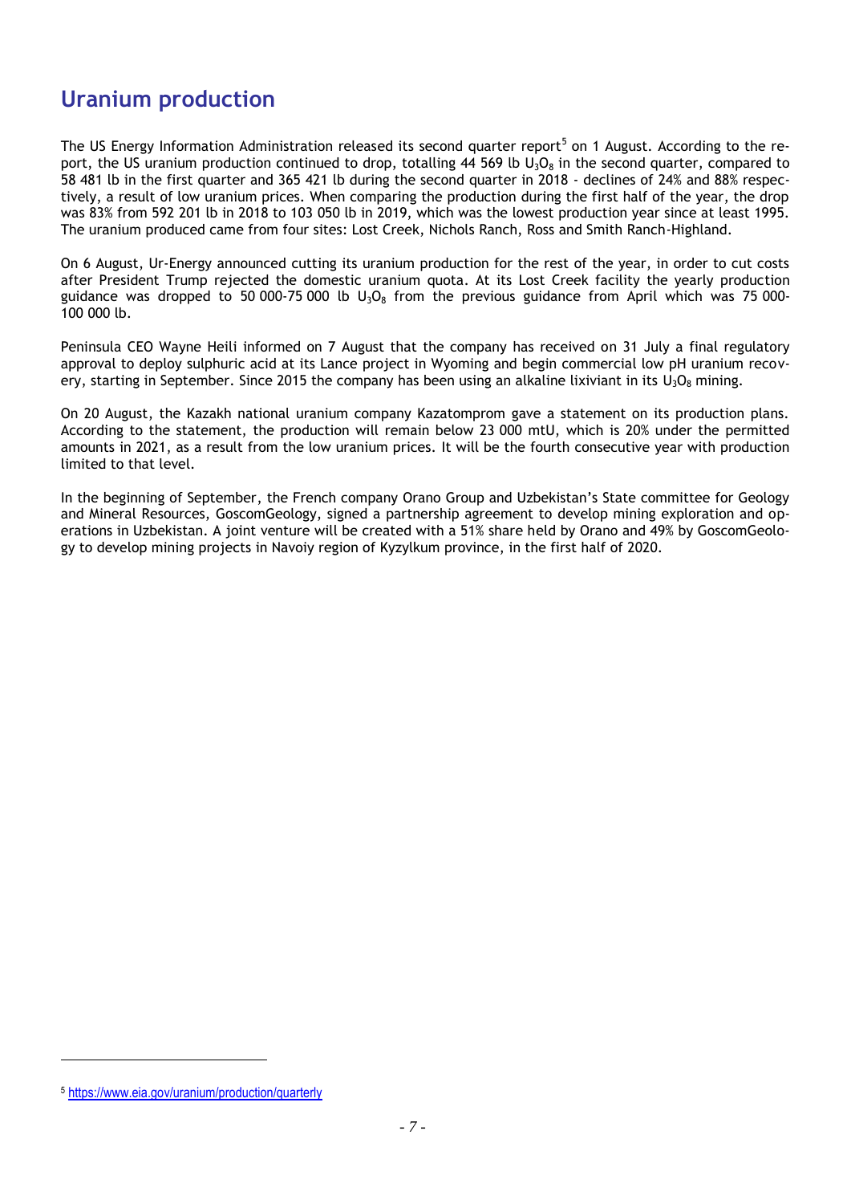## Uranium production

The US Energy Information Administration released its second quarter report[5] on 1 August. According to the report, the US uranium production continued to drop, totalling 44 569 lb $U_3O_8$ in the second quarter, compared to 58 481 lb in the first quarter and 365 421 lb during the second quarter in 2018 - declines of 24% and 88% respectively, a result of low uranium prices. When comparing the production during the first half of the year, the drop was 83% from 592 201 lb in 2018 to 103 050 lb in 2019, which was the lowest production year since at least 1995. The uranium produced came from four sites: Lost Creek, Nichols Ranch, Ross and Smith Ranch-Highland.

On 6 August, Ur-Energy announced cutting its uranium production for the rest of the year, in order to cut costs after President Trump rejected the domestic uranium quota. At its Lost Creek facility the yearly production guidance was dropped to 50 000-75 000 lb $U_3O_8$ from the previous guidance from April which was 75 000-100 000 lb.

Peninsula CEO Wayne Heili informed on 7 August that the company has received on 31 July a final regulatory approval to deploy sulphuric acid at its Lance project in Wyoming and begin commercial low pH uranium recovery, starting in September. Since 2015 the company has been using an alkaline lixiviant in its $U_3O_8$ mining.

On 20 August, the Kazakh national uranium company Kazatomprom gave a statement on its production plans. According to the statement, the production will remain below 23 000 mtU, which is 20% under the permitted amounts in 2021, as a result from the low uranium prices. It will be the fourth consecutive year with production limited to that level.

In the beginning of September, the French company Orano Group and Uzbekistan's State committee for Geology and Mineral Resources, GoscomGeology, signed a partnership agreement to develop mining exploration and operations in Uzbekistan. A joint venture will be created with a 51% share held by Orano and 49% by GoscomGeology to develop mining projects in Navoiy region of Kyzylkum province, in the first half of 2020.

---

[5] https://www.eia.gov/uranium/production/quarterly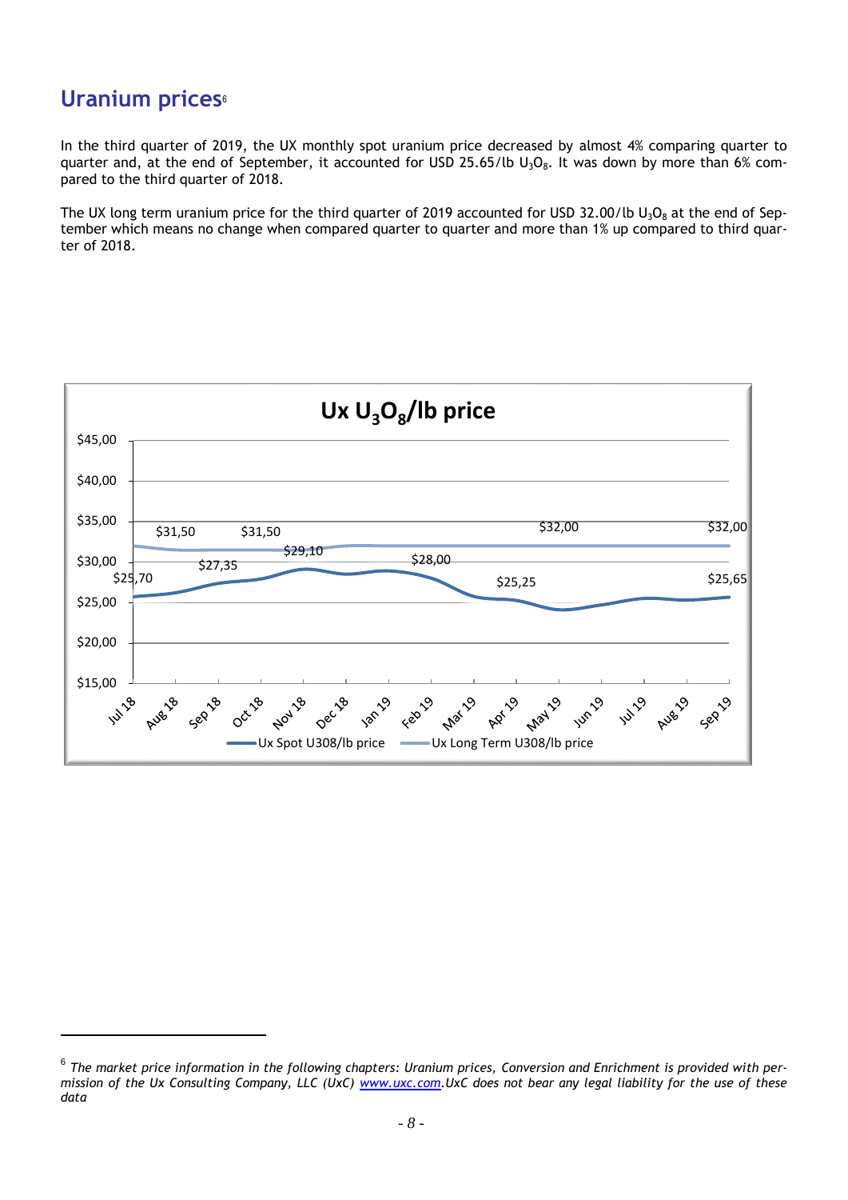## Uranium prices[6]

In the third quarter of 2019, the UX monthly spot uranium price decreased by almost 4% comparing quarter to quarter and, at the end of September, it accounted for USD 25.65/lb $U_3O_8$. It was down by more than 6% compared to the third quarter of 2018.

The UX long term uranium price for the third quarter of 2019 accounted for USD 32.00/lb $U_3O_8$ at the end of September which means no change when compared quarter to quarter and more than 1% up compared to third quarter of 2018.

**Ux $U_3O_8$/lb price**

| | Jul 18 | Aug 18 | Sep 18 | Oct 18 | Nov 18 | Dec 18 | Jan 19 | Feb 19 | Mar 19 | Apr 19 | May 19 | Jun 19 | Jul 19 | Aug 19 | Sep 19 |
|---|---|---|---|---|---|---|---|---|---|---|---|---|---|---|---|
| Ux Spot U308/lb price | $25,70 | | $27,35 | | $29,10 | | | $28,00 | | $25,25 | | | | | $25,65 |
| Ux Long Term U308/lb price | | $31,50 | | $31,50 | | | | | | | $32,00 | | | | $32,00 |

---

[6] *The market price information in the following chapters: Uranium prices, Conversion and Enrichment is provided with permission of the Ux Consulting Company, LLC (UxC) www.uxc.com.UxC does not bear any legal liability for the use of these data*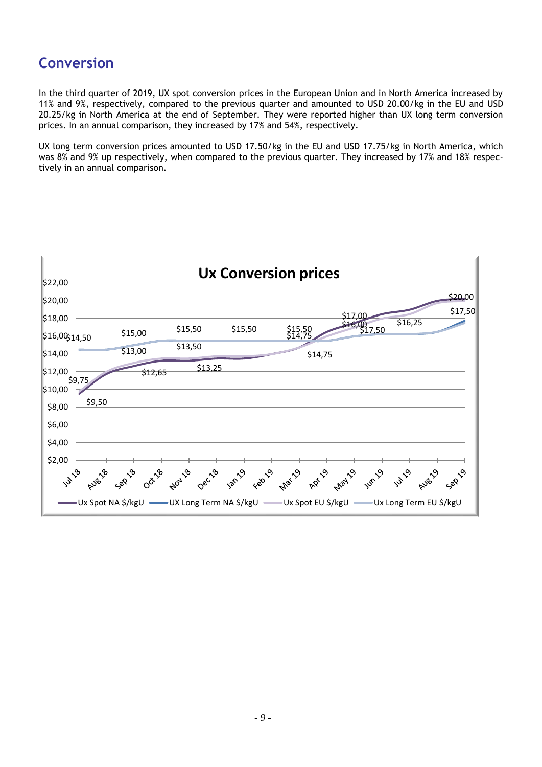## Conversion

In the third quarter of 2019, UX spot conversion prices in the European Union and in North America increased by 11% and 9%, respectively, compared to the previous quarter and amounted to USD 20.00/kg in the EU and USD 20.25/kg in North America at the end of September. They were reported higher than UX long term conversion prices. In an annual comparison, they increased by 17% and 54%, respectively.

UX long term conversion prices amounted to USD 17.50/kg in the EU and USD 17.75/kg in North America, which was 8% and 9% up respectively, when compared to the previous quarter. They increased by 17% and 18% respectively in an annual comparison.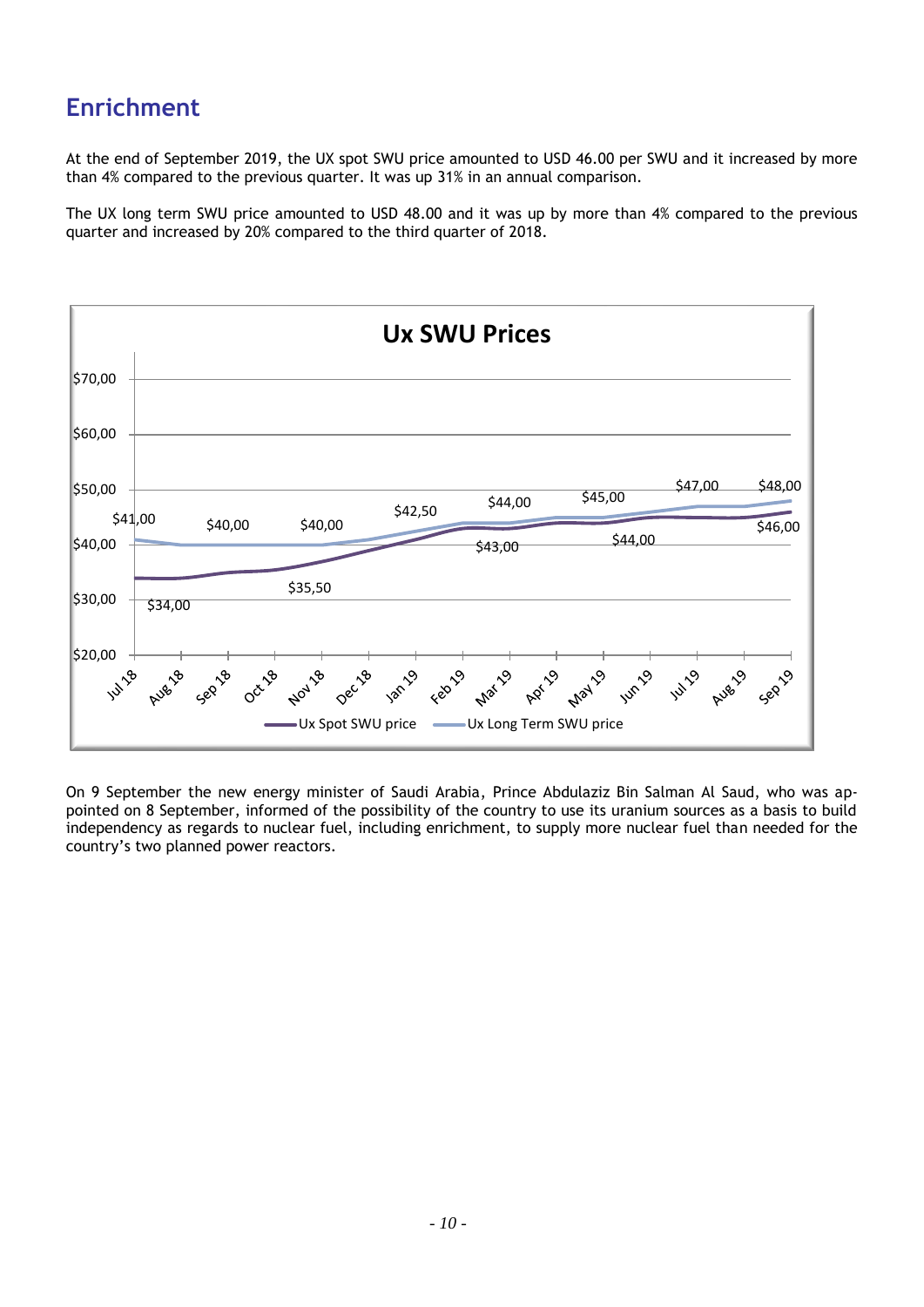## Enrichment

At the end of September 2019, the UX spot SWU price amounted to USD 46.00 per SWU and it increased by more than 4% compared to the previous quarter. It was up 31% in an annual comparison.

The UX long term SWU price amounted to USD 48.00 and it was up by more than 4% compared to the previous quarter and increased by 20% compared to the third quarter of 2018.

**Ux SWU Prices**

| Month | Ux Spot SWU price | Ux Long Term SWU price |
|---|---|---|
| Jul 18 | $34,00 | $41,00 |
| Sep 18 | | $40,00 |
| Oct 18 | $35,50 | |
| Nov 18 | | $40,00 |
| Jan 19 | | $42,50 |
| Mar 19 | $43,00 | $44,00 |
| May 19 | | $45,00 |
| Jun 19 | $44,00 | |
| Jul 19 | | $47,00 |
| Sep 19 | $46,00 | $48,00 |

On 9 September the new energy minister of Saudi Arabia, Prince Abdulaziz Bin Salman Al Saud, who was appointed on 8 September, informed of the possibility of the country to use its uranium sources as a basis to build independency as regards to nuclear fuel, including enrichment, to supply more nuclear fuel than needed for the country's two planned power reactors.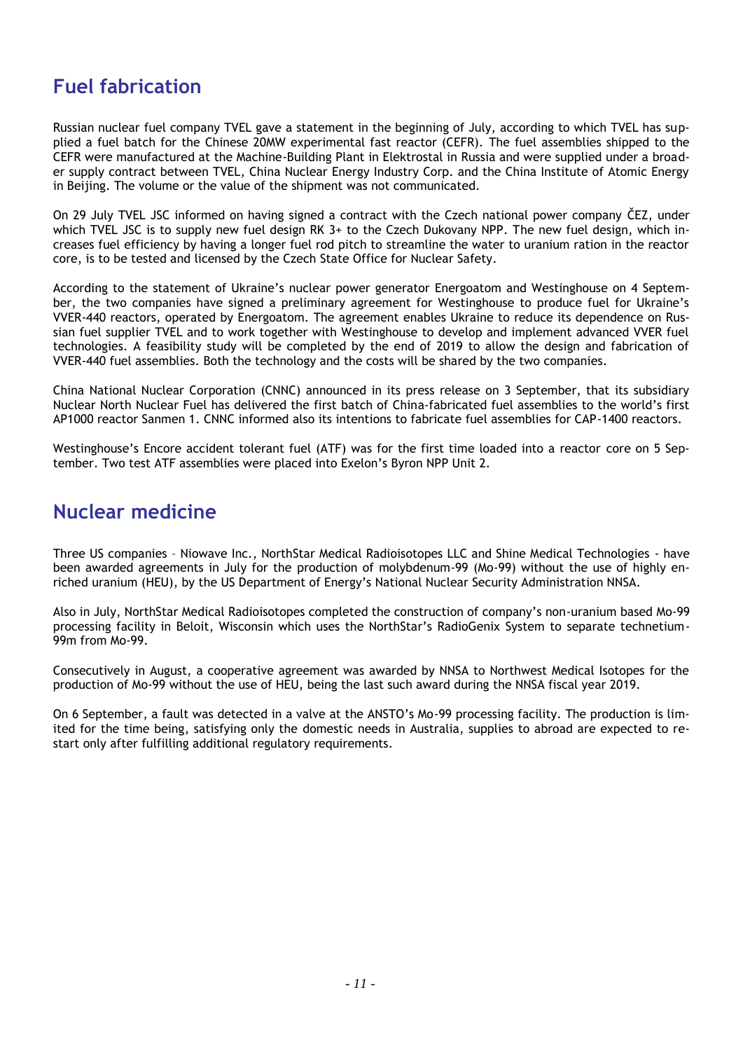## Fuel fabrication

Russian nuclear fuel company TVEL gave a statement in the beginning of July, according to which TVEL has supplied a fuel batch for the Chinese 20MW experimental fast reactor (CEFR). The fuel assemblies shipped to the CEFR were manufactured at the Machine-Building Plant in Elektrostal in Russia and were supplied under a broader supply contract between TVEL, China Nuclear Energy Industry Corp. and the China Institute of Atomic Energy in Beijing. The volume or the value of the shipment was not communicated.

On 29 July TVEL JSC informed on having signed a contract with the Czech national power company ČEZ, under which TVEL JSC is to supply new fuel design RK 3+ to the Czech Dukovany NPP. The new fuel design, which increases fuel efficiency by having a longer fuel rod pitch to streamline the water to uranium ration in the reactor core, is to be tested and licensed by the Czech State Office for Nuclear Safety.

According to the statement of Ukraine's nuclear power generator Energoatom and Westinghouse on 4 September, the two companies have signed a preliminary agreement for Westinghouse to produce fuel for Ukraine's VVER-440 reactors, operated by Energoatom. The agreement enables Ukraine to reduce its dependence on Russian fuel supplier TVEL and to work together with Westinghouse to develop and implement advanced VVER fuel technologies. A feasibility study will be completed by the end of 2019 to allow the design and fabrication of VVER-440 fuel assemblies. Both the technology and the costs will be shared by the two companies.

China National Nuclear Corporation (CNNC) announced in its press release on 3 September, that its subsidiary Nuclear North Nuclear Fuel has delivered the first batch of China-fabricated fuel assemblies to the world's first AP1000 reactor Sanmen 1. CNNC informed also its intentions to fabricate fuel assemblies for CAP-1400 reactors.

Westinghouse's Encore accident tolerant fuel (ATF) was for the first time loaded into a reactor core on 5 September. Two test ATF assemblies were placed into Exelon's Byron NPP Unit 2.

## Nuclear medicine

Three US companies – Niowave Inc., NorthStar Medical Radioisotopes LLC and Shine Medical Technologies - have been awarded agreements in July for the production of molybdenum-99 (Mo-99) without the use of highly enriched uranium (HEU), by the US Department of Energy's National Nuclear Security Administration NNSA.

Also in July, NorthStar Medical Radioisotopes completed the construction of company's non-uranium based Mo-99 processing facility in Beloit, Wisconsin which uses the NorthStar's RadioGenix System to separate technetium-99m from Mo-99.

Consecutively in August, a cooperative agreement was awarded by NNSA to Northwest Medical Isotopes for the production of Mo-99 without the use of HEU, being the last such award during the NNSA fiscal year 2019.

On 6 September, a fault was detected in a valve at the ANSTO's Mo-99 processing facility. The production is limited for the time being, satisfying only the domestic needs in Australia, supplies to abroad are expected to restart only after fulfilling additional regulatory requirements.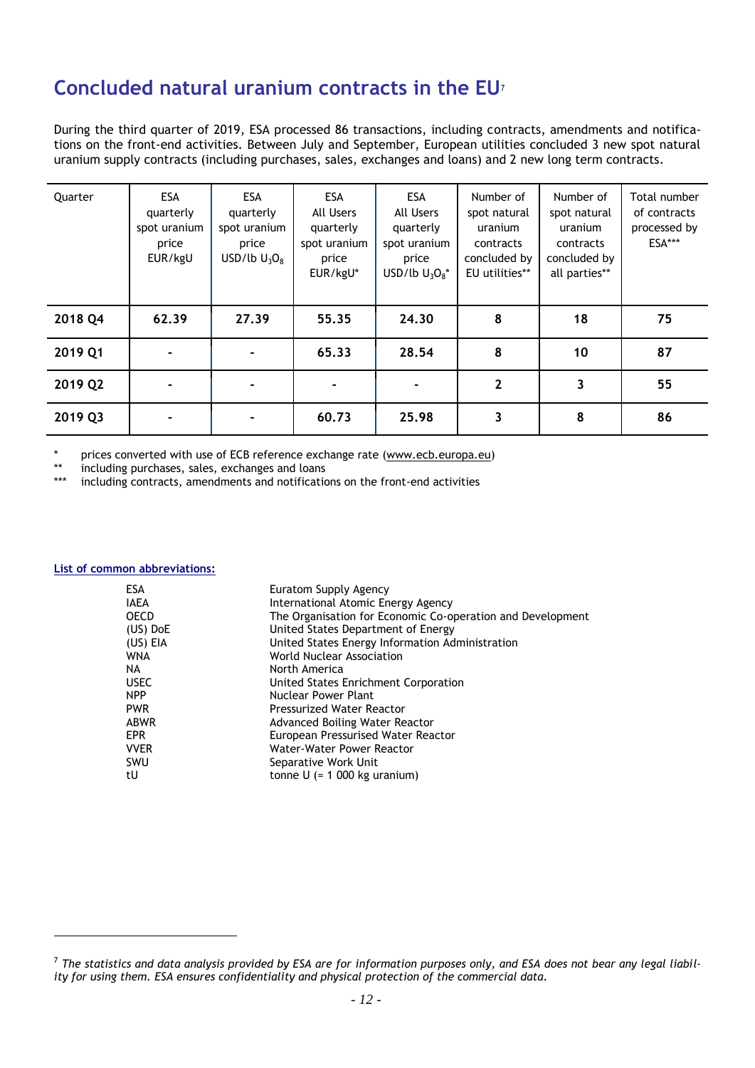# Concluded natural uranium contracts in the EU[7]

During the third quarter of 2019, ESA processed 86 transactions, including contracts, amendments and notifications on the front-end activities. Between July and September, European utilities concluded 3 new spot natural uranium supply contracts (including purchases, sales, exchanges and loans) and 2 new long term contracts.

| Quarter | ESA quarterly spot uranium price EUR/kgU | ESA quarterly spot uranium price USD/lb $U_3O_8$ | ESA All Users quarterly spot uranium price EUR/kgU* | ESA All Users quarterly spot uranium price USD/lb $U_3O_8$* | Number of spot natural uranium contracts concluded by EU utilities** | Number of spot natural uranium contracts concluded by all parties** | Total number of contracts processed by ESA*** |
|---|---|---|---|---|---|---|---|
| **2018 Q4** | **62.39** | **27.39** | **55.35** | **24.30** | **8** | **18** | **75** |
| **2019 Q1** | **-** | **-** | **65.33** | **28.54** | **8** | **10** | **87** |
| **2019 Q2** | **-** | **-** | **-** | **-** | **2** | **3** | **55** |
| **2019 Q3** | **-** | **-** | **60.73** | **25.98** | **3** | **8** | **86** |

\* prices converted with use of ECB reference exchange rate (www.ecb.europa.eu)
** including purchases, sales, exchanges and loans
*** including contracts, amendments and notifications on the front-end activities

**List of common abbreviations:**

| | |
|---|---|
| ESA | Euratom Supply Agency |
| IAEA | International Atomic Energy Agency |
| OECD | The Organisation for Economic Co-operation and Development |
| (US) DoE | United States Department of Energy |
| (US) EIA | United States Energy Information Administration |
| WNA | World Nuclear Association |
| NA | North America |
| USEC | United States Enrichment Corporation |
| NPP | Nuclear Power Plant |
| PWR | Pressurized Water Reactor |
| ABWR | Advanced Boiling Water Reactor |
| EPR | European Pressurised Water Reactor |
| VVER | Water-Water Power Reactor |
| SWU | Separative Work Unit |
| tU | tonne U (= 1 000 kg uranium) |

[7] *The statistics and data analysis provided by ESA are for information purposes only, and ESA does not bear any legal liability for using them. ESA ensures confidentiality and physical protection of the commercial data.*